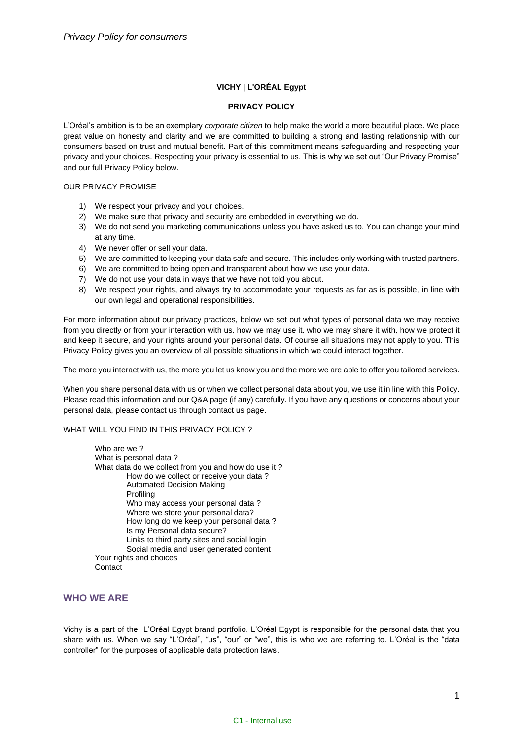*Privacy Policy for consumers*

**VICHY | L'ORÉAL Egypt**

**PRIVACY POLICY**

L'Oréal's ambition is to be an exemplary *corporate citizen* to help make the world a more beautiful place. We place great value on honesty and clarity and we are committed to building a strong and lasting relationship with our consumers based on trust and mutual benefit. Part of this commitment means safeguarding and respecting your privacy and your choices. Respecting your privacy is essential to us. This is why we set out "Our Privacy Promise" and our full Privacy Policy below.

OUR PRIVACY PROMISE

1) We respect your privacy and your choices.
2) We make sure that privacy and security are embedded in everything we do.
3) We do not send you marketing communications unless you have asked us to. You can change your mind at any time.
4) We never offer or sell your data.
5) We are committed to keeping your data safe and secure. This includes only working with trusted partners.
6) We are committed to being open and transparent about how we use your data.
7) We do not use your data in ways that we have not told you about.
8) We respect your rights, and always try to accommodate your requests as far as is possible, in line with our own legal and operational responsibilities.

For more information about our privacy practices, below we set out what types of personal data we may receive from you directly or from your interaction with us, how we may use it, who we may share it with, how we protect it and keep it secure, and your rights around your personal data. Of course all situations may not apply to you. This Privacy Policy gives you an overview of all possible situations in which we could interact together.

The more you interact with us, the more you let us know you and the more we are able to offer you tailored services.

When you share personal data with us or when we collect personal data about you, we use it in line with this Policy. Please read this information and our Q&A page (if any) carefully. If you have any questions or concerns about your personal data, please contact us through contact us page.

WHAT WILL YOU FIND IN THIS PRIVACY POLICY ?

- Who are we ?
- What is personal data ?
- What data do we collect from you and how do use it ?
  - How do we collect or receive your data ?
  - Automated Decision Making
  - Profiling
  - Who may access your personal data ?
  - Where we store your personal data?
  - How long do we keep your personal data ?
  - Is my Personal data secure?
  - Links to third party sites and social login
  - Social media and user generated content
- Your rights and choices
- Contact

## WHO WE ARE

Vichy is a part of the L'Oréal Egypt brand portfolio. L'Oréal Egypt is responsible for the personal data that you share with us. When we say "L'Oréal", "us", "our" or "we", this is who we are referring to. L'Oréal is the "data controller" for the purposes of applicable data protection laws.

C1 - Internal use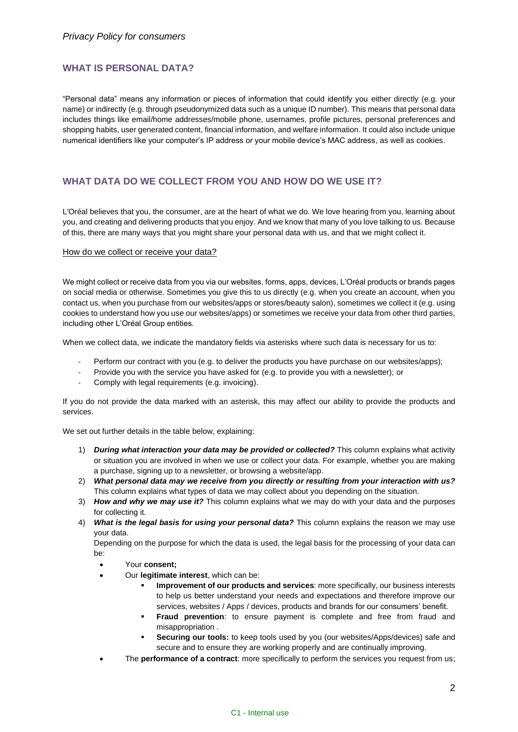## WHAT IS PERSONAL DATA?

"Personal data" means any information or pieces of information that could identify you either directly (e.g. your name) or indirectly (e.g. through pseudonymized data such as a unique ID number). This means that personal data includes things like email/home addresses/mobile phone, usernames, profile pictures, personal preferences and shopping habits, user generated content, financial information, and welfare information. It could also include unique numerical identifiers like your computer's IP address or your mobile device's MAC address, as well as cookies.

## WHAT DATA DO WE COLLECT FROM YOU AND HOW DO WE USE IT?

L'Oréal believes that you, the consumer, are at the heart of what we do. We love hearing from you, learning about you, and creating and delivering products that you enjoy. And we know that many of you love talking to us. Because of this, there are many ways that you might share your personal data with us, and that we might collect it.

### How do we collect or receive your data?

We might collect or receive data from you via our websites, forms, apps, devices, L'Oréal products or brands pages on social media or otherwise. Sometimes you give this to us directly (e.g. when you create an account, when you contact us, when you purchase from our websites/apps or stores/beauty salon), sometimes we collect it (e.g. using cookies to understand how you use our websites/apps) or sometimes we receive your data from other third parties, including other L'Oréal Group entities.

When we collect data, we indicate the mandatory fields via asterisks where such data is necessary for us to:

- Perform our contract with you (e.g. to deliver the products you have purchase on our websites/apps);
- Provide you with the service you have asked for (e.g. to provide you with a newsletter); or
- Comply with legal requirements (e.g. invoicing).

If you do not provide the data marked with an asterisk, this may affect our ability to provide the products and services.

We set out further details in the table below, explaining:

1) ***During what interaction your data may be provided or collected?*** This column explains what activity or situation you are involved in when we use or collect your data. For example, whether you are making a purchase, signing up to a newsletter, or browsing a website/app.
2) ***What personal data may we receive from you directly or resulting from your interaction with us?*** This column explains what types of data we may collect about you depending on the situation.
3) ***How and why we may use it?*** This column explains what we may do with your data and the purposes for collecting it.
4) ***What is the legal basis for using your personal data?*** This column explains the reason we may use your data.

   Depending on the purpose for which the data is used, the legal basis for the processing of your data can be:

   - Your **consent;**
   - Our **legitimate interest**, which can be:
     - **Improvement of our products and services**: more specifically, our business interests to help us better understand your needs and expectations and therefore improve our services, websites / Apps / devices, products and brands for our consumers' benefit.
     - **Fraud prevention**: to ensure payment is complete and free from fraud and misappropriation .
     - **Securing our tools:** to keep tools used by you (our websites/Apps/devices) safe and secure and to ensure they are working properly and are continually improving.
   - The **performance of a contract**: more specifically to perform the services you request from us;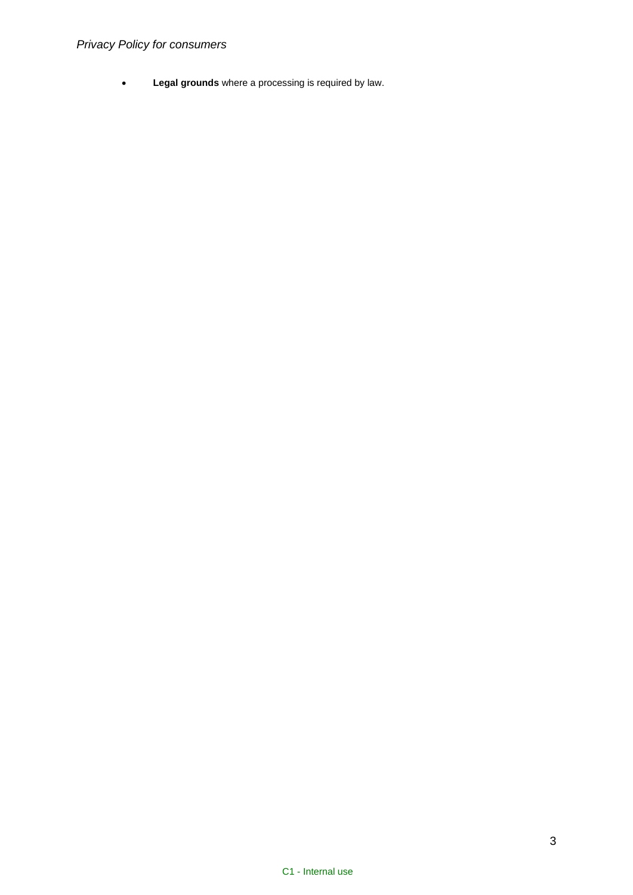- **Legal grounds** where a processing is required by law.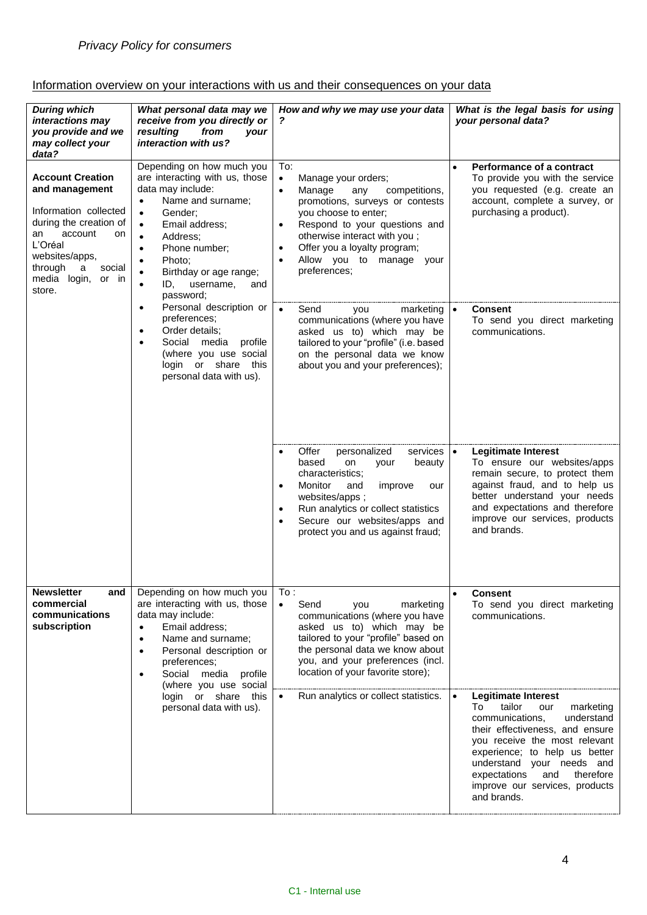*Privacy Policy for consumers*

Information overview on your interactions with us and their consequences on your data

| ***During which interactions may you provide and we may collect your data?*** | ***What personal data may we receive from you directly or resulting from your interaction with us?*** | ***How and why we may use your data?*** | ***What is the legal basis for using your personal data?*** |
|---|---|---|---|
| **Account Creation and management**<br><br>Information collected during the creation of an account on L'Oréal websites/apps, through a social media login, or in store. | Depending on how much you are interacting with us, those data may include:<br>• Name and surname;<br>• Gender;<br>• Email address;<br>• Address;<br>• Phone number;<br>• Photo;<br>• Birthday or age range;<br>• ID, username, and password;<br>• Personal description or preferences;<br>• Order details;<br>• Social media profile (where you use social login or share this personal data with us). | To:<br>• Manage your orders;<br>• Manage any competitions, promotions, surveys or contests you choose to enter;<br>• Respond to your questions and otherwise interact with you ;<br>• Offer you a loyalty program;<br>• Allow you to manage your preferences; | • **Performance of a contract**<br>To provide you with the service you requested (e.g. create an account, complete a survey, or purchasing a product). |
| | | • Send you marketing communications (where you have asked us to) which may be tailored to your "profile" (i.e. based on the personal data we know about you and your preferences); | • **Consent**<br>To send you direct marketing communications. |
| | | • Offer personalized services based on your beauty characteristics;<br>• Monitor and improve our websites/apps ;<br>• Run analytics or collect statistics<br>• Secure our websites/apps and protect you and us against fraud; | • **Legitimate Interest**<br>To ensure our websites/apps remain secure, to protect them against fraud, and to help us better understand your needs and expectations and therefore improve our services, products and brands. |
| **Newsletter and commercial communications subscription** | Depending on how much you are interacting with us, those data may include:<br>• Email address;<br>• Name and surname;<br>• Personal description or preferences;<br>• Social media profile (where you use social login or share this personal data with us). | To :<br>• Send you marketing communications (where you have asked us to) which may be tailored to your "profile" based on the personal data we know about you, and your preferences (incl. location of your favorite store); | • **Consent**<br>To send you direct marketing communications. |
| | | • Run analytics or collect statistics. | • **Legitimate Interest**<br>To tailor our marketing communications, understand their effectiveness, and ensure you receive the most relevant experience; to help us better understand your needs and expectations and therefore improve our services, products and brands. |

C1 - Internal use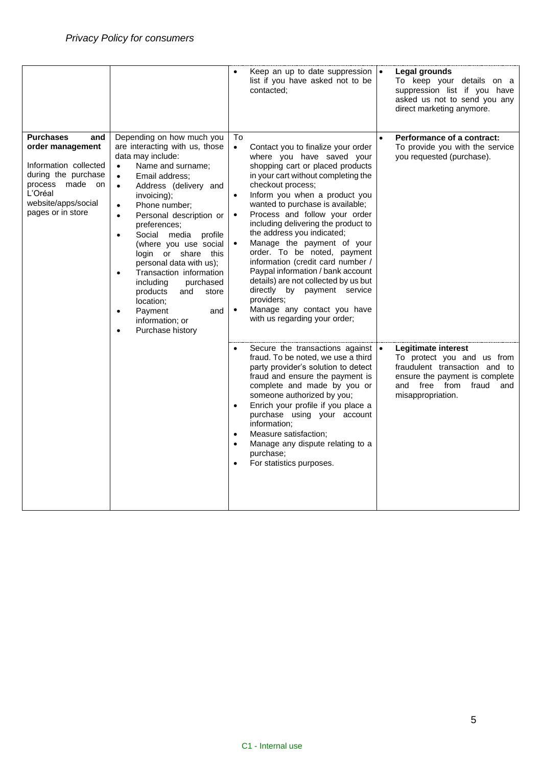| | | | |
|---|---|---|---|
| | | • Keep an up to date suppression list if you have asked not to be contacted; | • **Legal grounds** To keep your details on a suppression list if you have asked us not to send you any direct marketing anymore. |
| **Purchases and order management** Information collected during the purchase process made on L'Oréal website/apps/social pages or in store | Depending on how much you are interacting with us, those data may include: • Name and surname; • Email address; • Address (delivery and invoicing); • Phone number; • Personal description or preferences; • Social media profile (where you use social login or share this personal data with us); • Transaction information including purchased products and store location; • Payment and information; or • Purchase history | To • Contact you to finalize your order where you have saved your shopping cart or placed products in your cart without completing the checkout process; • Inform you when a product you wanted to purchase is available; • Process and follow your order including delivering the product to the address you indicated; • Manage the payment of your order. To be noted, payment information (credit card number / Paypal information / bank account details) are not collected by us but directly by payment service providers; • Manage any contact you have with us regarding your order; | • **Performance of a contract:** To provide you with the service you requested (purchase). |
| | | • Secure the transactions against fraud. To be noted, we use a third party provider's solution to detect fraud and ensure the payment is complete and made by you or someone authorized by you; • Enrich your profile if you place a purchase using your account information; • Measure satisfaction; • Manage any dispute relating to a purchase; • For statistics purposes. | • **Legitimate interest** To protect you and us from fraudulent transaction and to ensure the payment is complete and free from fraud and misappropriation. |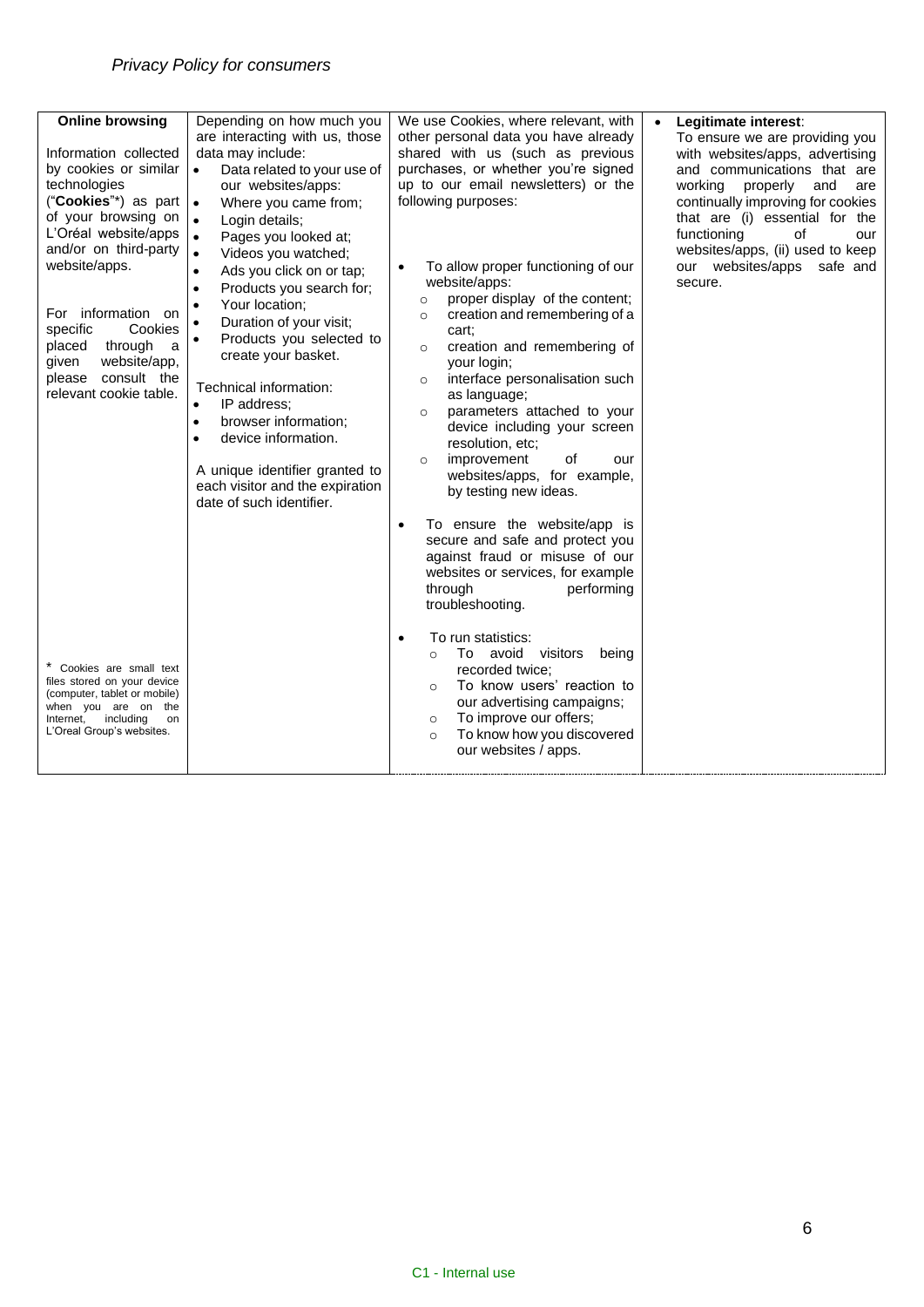| **Online browsing**<br><br>Information collected by cookies or similar technologies ("**Cookies**"*) as part of your browsing on L'Oréal website/apps and/or on third-party website/apps.<br><br>For information on specific Cookies placed through a given website/app, please consult the relevant cookie table.<br><br>* Cookies are small text files stored on your device (computer, tablet or mobile) when you are on the Internet, including on L'Oreal Group's websites. | Depending on how much you are interacting with us, those data may include:<br>• Data related to your use of our websites/apps:<br>• Where you came from;<br>• Login details;<br>• Pages you looked at;<br>• Videos you watched;<br>• Ads you click on or tap;<br>• Products you search for;<br>• Your location;<br>• Duration of your visit;<br>• Products you selected to create your basket.<br><br>Technical information:<br>• IP address;<br>• browser information;<br>• device information.<br><br>A unique identifier granted to each visitor and the expiration date of such identifier. | We use Cookies, where relevant, with other personal data you have already shared with us (such as previous purchases, or whether you're signed up to our email newsletters) or the following purposes:<br><br>• To allow proper functioning of our website/apps:<br>  ○ proper display of the content;<br>  ○ creation and remembering of a cart;<br>  ○ creation and remembering of your login;<br>  ○ interface personalisation such as language;<br>  ○ parameters attached to your device including your screen resolution, etc;<br>  ○ improvement of our websites/apps, for example, by testing new ideas.<br><br>• To ensure the website/app is secure and safe and protect you against fraud or misuse of our websites or services, for example through performing troubleshooting.<br><br>• To run statistics:<br>  ○ To avoid visitors being recorded twice;<br>  ○ To know users' reaction to our advertising campaigns;<br>  ○ To improve our offers;<br>  ○ To know how you discovered our websites / apps. | • **Legitimate interest**:<br>To ensure we are providing you with websites/apps, advertising and communications that are working properly and are continually improving for cookies that are (i) essential for the functioning of our websites/apps, (ii) used to keep our websites/apps safe and secure. |
|---|---|---|---|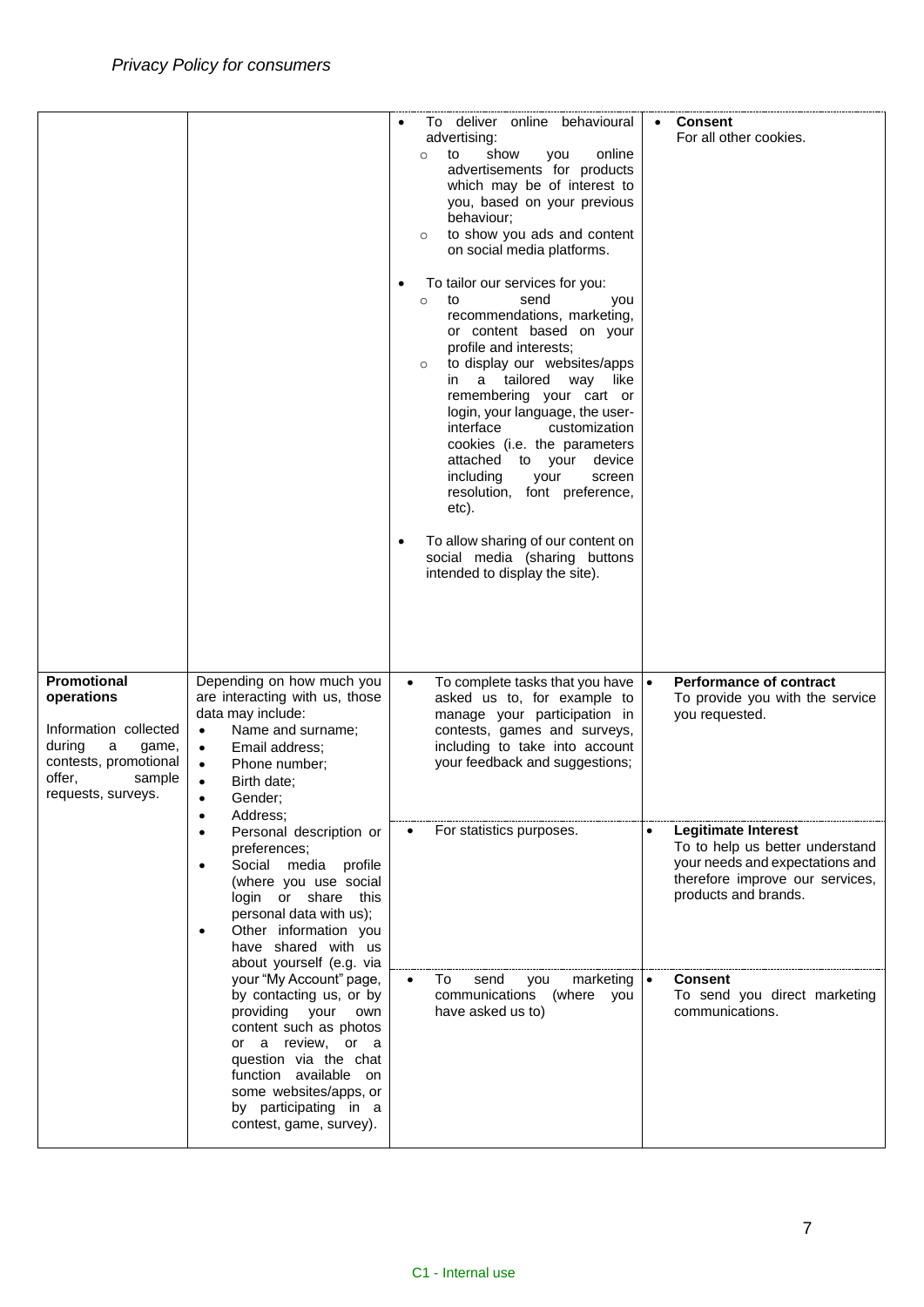| | | | |
|---|---|---|---|
| | | • To deliver online behavioural advertising:<br>  ○ to show you online advertisements for products which may be of interest to you, based on your previous behaviour;<br>  ○ to show you ads and content on social media platforms.<br><br>• To tailor our services for you:<br>  ○ to send you recommendations, marketing, or content based on your profile and interests;<br>  ○ to display our websites/apps in a tailored way like remembering your cart or login, your language, the user-interface customization cookies (i.e. the parameters attached to your device including your screen resolution, font preference, etc).<br><br>• To allow sharing of our content on social media (sharing buttons intended to display the site). | • **Consent**<br>For all other cookies. |
| **Promotional operations**<br><br>Information collected during a game, contests, promotional offer, sample requests, surveys. | Depending on how much you are interacting with us, those data may include:<br>• Name and surname;<br>• Email address;<br>• Phone number;<br>• Birth date;<br>• Gender;<br>• Address;<br>• Personal description or preferences;<br>• Social media profile (where you use social login or share this personal data with us);<br>• Other information you have shared with us about yourself (e.g. via your "My Account" page, by contacting us, or by providing your own content such as photos or a review, or a question via the chat function available on some websites/apps, or by participating in a contest, game, survey). | • To complete tasks that you have asked us to, for example to manage your participation in contests, games and surveys, including to take into account your feedback and suggestions; | • **Performance of contract**<br>To provide you with the service you requested. |
| | | • For statistics purposes. | • **Legitimate Interest**<br>To to help us better understand your needs and expectations and therefore improve our services, products and brands. |
| | | • To send you marketing communications (where you have asked us to) | • **Consent**<br>To send you direct marketing communications. |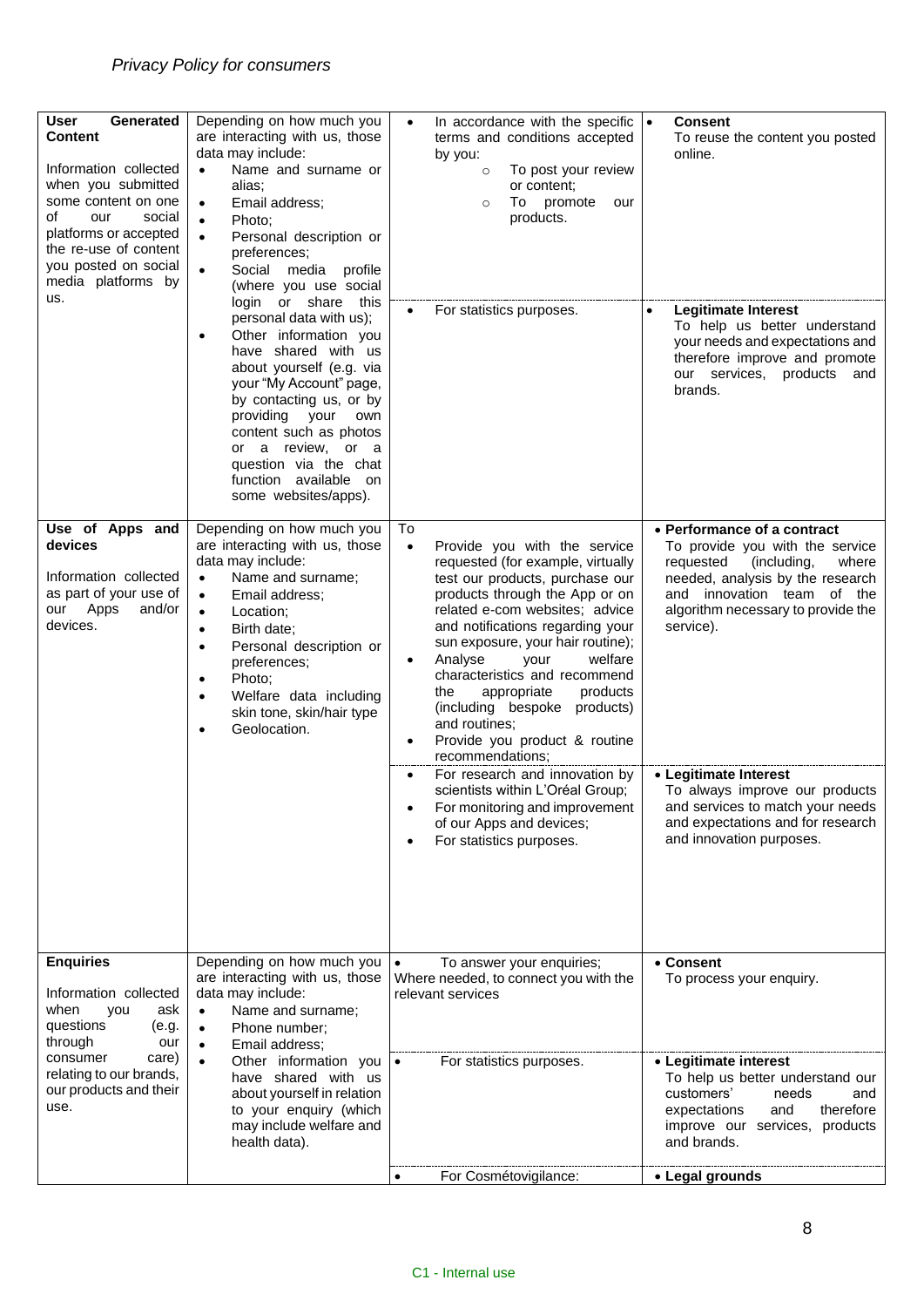*Privacy Policy for consumers*

| | | | |
|---|---|---|---|
| **User Generated Content**<br><br>Information collected when you submitted some content on one of our social platforms or accepted the re-use of content you posted on social media platforms by us. | Depending on how much you are interacting with us, those data may include:<br>• Name and surname or alias;<br>• Email address;<br>• Photo;<br>• Personal description or preferences;<br>• Social media profile (where you use social login or share this personal data with us);<br>• Other information you have shared with us about yourself (e.g. via your "My Account" page, by contacting us, or by providing your own content such as photos or a review, or a question via the chat function available on some websites/apps). | • In accordance with the specific terms and conditions accepted by you:<br>  ○ To post your review or content;<br>  ○ To promote our products. | • **Consent**<br>To reuse the content you posted online. |
| | | • For statistics purposes. | • **Legitimate Interest**<br>To help us better understand your needs and expectations and therefore improve and promote our services, products and brands. |
| **Use of Apps and devices**<br><br>Information collected as part of your use of our Apps and/or devices. | Depending on how much you are interacting with us, those data may include:<br>• Name and surname;<br>• Email address;<br>• Location;<br>• Birth date;<br>• Personal description or preferences;<br>• Photo;<br>• Welfare data including skin tone, skin/hair type<br>• Geolocation. | To<br>• Provide you with the service requested (for example, virtually test our products, purchase our products through the App or on related e-com websites; advice and notifications regarding your sun exposure, your hair routine);<br>• Analyse your welfare characteristics and recommend the appropriate products (including bespoke products) and routines;<br>• Provide you product & routine recommendations; | • **Performance of a contract**<br>To provide you with the service requested (including, where needed, analysis by the research and innovation team of the algorithm necessary to provide the service). |
| | | • For research and innovation by scientists within L'Oréal Group;<br>• For monitoring and improvement of our Apps and devices;<br>• For statistics purposes. | • **Legitimate Interest**<br>To always improve our products and services to match your needs and expectations and for research and innovation purposes. |
| **Enquiries**<br><br>Information collected when you ask questions (e.g. through our consumer care) relating to our brands, our products and their use. | Depending on how much you are interacting with us, those data may include:<br>• Name and surname;<br>• Phone number;<br>• Email address;<br>• Other information you have shared with us about yourself in relation to your enquiry (which may include welfare and health data). | • To answer your enquiries;<br>Where needed, to connect you with the relevant services | • **Consent**<br>To process your enquiry. |
| | | • For statistics purposes. | • **Legitimate interest**<br>To help us better understand our customers' needs and expectations and therefore improve our services, products and brands. |
| | | • For Cosmétovigilance: | • **Legal grounds** |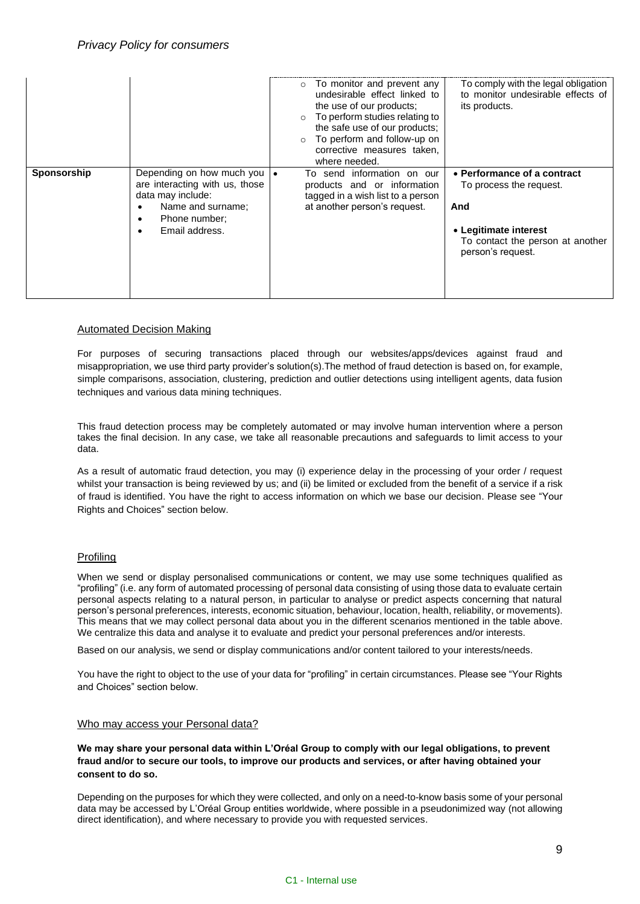| | | | |
|---|---|---|---|
| | | ○ To monitor and prevent any undesirable effect linked to the use of our products;<br>○ To perform studies relating to the safe use of our products;<br>○ To perform and follow-up on corrective measures taken, where needed. | To comply with the legal obligation to monitor undesirable effects of its products. |
| **Sponsorship** | Depending on how much you are interacting with us, those data may include:<br>• Name and surname;<br>• Phone number;<br>• Email address. | • To send information on our products and or information tagged in a wish list to a person at another person's request. | • **Performance of a contract**<br>To process the request.<br>**And**<br>• **Legitimate interest**<br>To contact the person at another person's request. |

## Automated Decision Making

For purposes of securing transactions placed through our websites/apps/devices against fraud and misappropriation, we use third party provider's solution(s).The method of fraud detection is based on, for example, simple comparisons, association, clustering, prediction and outlier detections using intelligent agents, data fusion techniques and various data mining techniques.

This fraud detection process may be completely automated or may involve human intervention where a person takes the final decision. In any case, we take all reasonable precautions and safeguards to limit access to your data.

As a result of automatic fraud detection, you may (i) experience delay in the processing of your order / request whilst your transaction is being reviewed by us; and (ii) be limited or excluded from the benefit of a service if a risk of fraud is identified. You have the right to access information on which we base our decision. Please see "Your Rights and Choices" section below.

## Profiling

When we send or display personalised communications or content, we may use some techniques qualified as "profiling" (i.e. any form of automated processing of personal data consisting of using those data to evaluate certain personal aspects relating to a natural person, in particular to analyse or predict aspects concerning that natural person's personal preferences, interests, economic situation, behaviour, location, health, reliability, or movements). This means that we may collect personal data about you in the different scenarios mentioned in the table above. We centralize this data and analyse it to evaluate and predict your personal preferences and/or interests.

Based on our analysis, we send or display communications and/or content tailored to your interests/needs.

You have the right to object to the use of your data for "profiling" in certain circumstances. Please see "Your Rights and Choices" section below.

## Who may access your Personal data?

**We may share your personal data within L'Oréal Group to comply with our legal obligations, to prevent fraud and/or to secure our tools, to improve our products and services, or after having obtained your consent to do so.**

Depending on the purposes for which they were collected, and only on a need-to-know basis some of your personal data may be accessed by L'Oréal Group entities worldwide, where possible in a pseudonimized way (not allowing direct identification), and where necessary to provide you with requested services.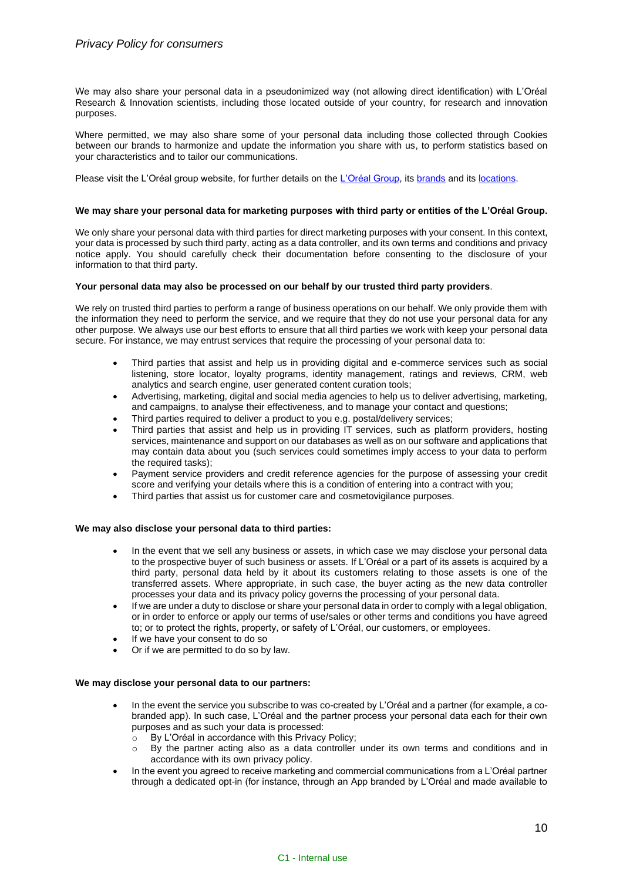We may also share your personal data in a pseudonimized way (not allowing direct identification) with L'Oréal Research & Innovation scientists, including those located outside of your country, for research and innovation purposes.

Where permitted, we may also share some of your personal data including those collected through Cookies between our brands to harmonize and update the information you share with us, to perform statistics based on your characteristics and to tailor our communications.

Please visit the L'Oréal group website, for further details on the L'Oréal Group, its brands and its locations.

**We may share your personal data for marketing purposes with third party or entities of the L'Oréal Group.**

We only share your personal data with third parties for direct marketing purposes with your consent. In this context, your data is processed by such third party, acting as a data controller, and its own terms and conditions and privacy notice apply. You should carefully check their documentation before consenting to the disclosure of your information to that third party.

**Your personal data may also be processed on our behalf by our trusted third party providers**.

We rely on trusted third parties to perform a range of business operations on our behalf. We only provide them with the information they need to perform the service, and we require that they do not use your personal data for any other purpose. We always use our best efforts to ensure that all third parties we work with keep your personal data secure. For instance, we may entrust services that require the processing of your personal data to:

- Third parties that assist and help us in providing digital and e-commerce services such as social listening, store locator, loyalty programs, identity management, ratings and reviews, CRM, web analytics and search engine, user generated content curation tools;
- Advertising, marketing, digital and social media agencies to help us to deliver advertising, marketing, and campaigns, to analyse their effectiveness, and to manage your contact and questions;
- Third parties required to deliver a product to you e.g. postal/delivery services;
- Third parties that assist and help us in providing IT services, such as platform providers, hosting services, maintenance and support on our databases as well as on our software and applications that may contain data about you (such services could sometimes imply access to your data to perform the required tasks);
- Payment service providers and credit reference agencies for the purpose of assessing your credit score and verifying your details where this is a condition of entering into a contract with you;
- Third parties that assist us for customer care and cosmetovigilance purposes.

**We may also disclose your personal data to third parties:**

- In the event that we sell any business or assets, in which case we may disclose your personal data to the prospective buyer of such business or assets. If L'Oréal or a part of its assets is acquired by a third party, personal data held by it about its customers relating to those assets is one of the transferred assets. Where appropriate, in such case, the buyer acting as the new data controller processes your data and its privacy policy governs the processing of your personal data.
- If we are under a duty to disclose or share your personal data in order to comply with a legal obligation, or in order to enforce or apply our terms of use/sales or other terms and conditions you have agreed to; or to protect the rights, property, or safety of L'Oréal, our customers, or employees.
- If we have your consent to do so
- Or if we are permitted to do so by law.

**We may disclose your personal data to our partners:**

- In the event the service you subscribe to was co-created by L'Oréal and a partner (for example, a co-branded app). In such case, L'Oréal and the partner process your personal data each for their own purposes and as such your data is processed:
  - By L'Oréal in accordance with this Privacy Policy;
  - By the partner acting also as a data controller under its own terms and conditions and in accordance with its own privacy policy.
- In the event you agreed to receive marketing and commercial communications from a L'Oréal partner through a dedicated opt-in (for instance, through an App branded by L'Oréal and made available to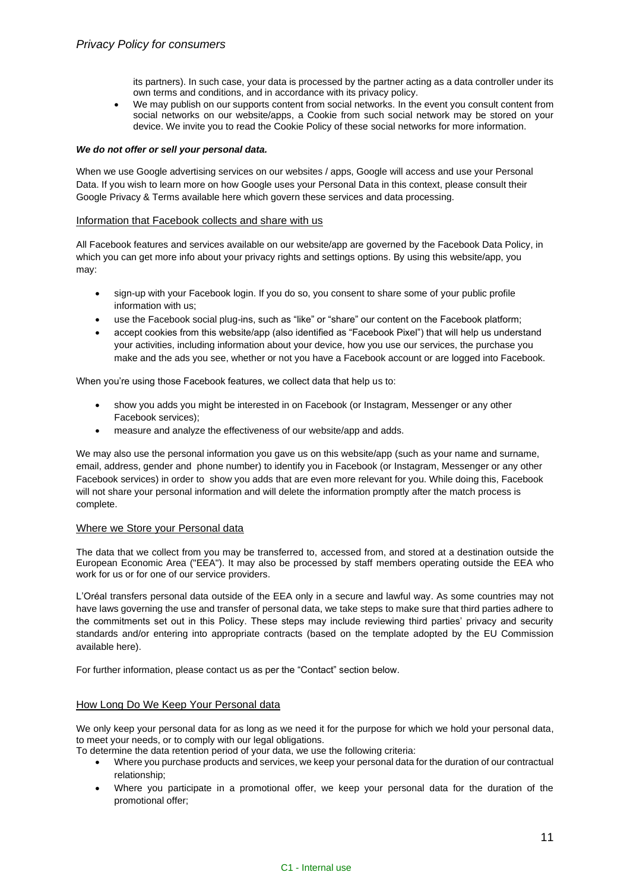its partners). In such case, your data is processed by the partner acting as a data controller under its own terms and conditions, and in accordance with its privacy policy.

- We may publish on our supports content from social networks. In the event you consult content from social networks on our website/apps, a Cookie from such social network may be stored on your device. We invite you to read the Cookie Policy of these social networks for more information.

***We do not offer or sell your personal data.***

When we use Google advertising services on our websites / apps, Google will access and use your Personal Data. If you wish to learn more on how Google uses your Personal Data in this context, please consult their Google Privacy & Terms available here which govern these services and data processing.

## Information that Facebook collects and share with us

All Facebook features and services available on our website/app are governed by the Facebook Data Policy, in which you can get more info about your privacy rights and settings options. By using this website/app, you may:

- sign-up with your Facebook login. If you do so, you consent to share some of your public profile information with us;
- use the Facebook social plug-ins, such as "like" or "share" our content on the Facebook platform;
- accept cookies from this website/app (also identified as "Facebook Pixel") that will help us understand your activities, including information about your device, how you use our services, the purchase you make and the ads you see, whether or not you have a Facebook account or are logged into Facebook.

When you're using those Facebook features, we collect data that help us to:

- show you adds you might be interested in on Facebook (or Instagram, Messenger or any other Facebook services);
- measure and analyze the effectiveness of our website/app and adds.

We may also use the personal information you gave us on this website/app (such as your name and surname, email, address, gender and phone number) to identify you in Facebook (or Instagram, Messenger or any other Facebook services) in order to show you adds that are even more relevant for you. While doing this, Facebook will not share your personal information and will delete the information promptly after the match process is complete.

## Where we Store your Personal data

The data that we collect from you may be transferred to, accessed from, and stored at a destination outside the European Economic Area ("EEA"). It may also be processed by staff members operating outside the EEA who work for us or for one of our service providers.

L'Oréal transfers personal data outside of the EEA only in a secure and lawful way. As some countries may not have laws governing the use and transfer of personal data, we take steps to make sure that third parties adhere to the commitments set out in this Policy. These steps may include reviewing third parties' privacy and security standards and/or entering into appropriate contracts (based on the template adopted by the EU Commission available here).

For further information, please contact us as per the "Contact" section below.

## How Long Do We Keep Your Personal data

We only keep your personal data for as long as we need it for the purpose for which we hold your personal data, to meet your needs, or to comply with our legal obligations.

To determine the data retention period of your data, we use the following criteria:

- Where you purchase products and services, we keep your personal data for the duration of our contractual relationship;
- Where you participate in a promotional offer, we keep your personal data for the duration of the promotional offer;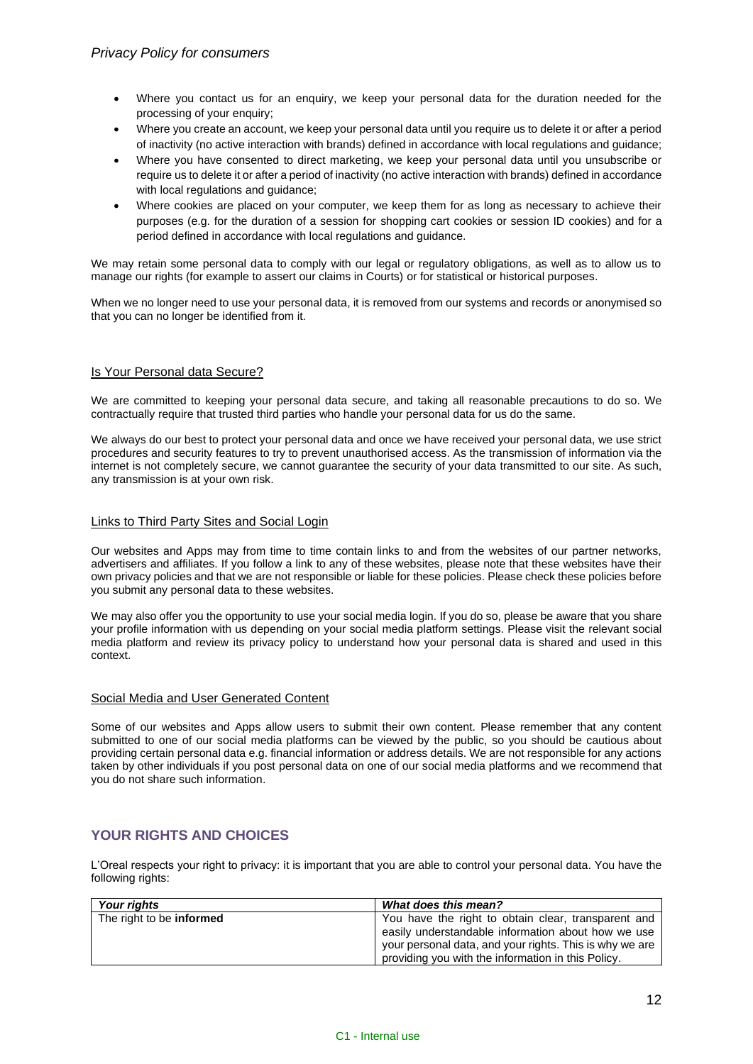- Where you contact us for an enquiry, we keep your personal data for the duration needed for the processing of your enquiry;
- Where you create an account, we keep your personal data until you require us to delete it or after a period of inactivity (no active interaction with brands) defined in accordance with local regulations and guidance;
- Where you have consented to direct marketing, we keep your personal data until you unsubscribe or require us to delete it or after a period of inactivity (no active interaction with brands) defined in accordance with local regulations and guidance;
- Where cookies are placed on your computer, we keep them for as long as necessary to achieve their purposes (e.g. for the duration of a session for shopping cart cookies or session ID cookies) and for a period defined in accordance with local regulations and guidance.

We may retain some personal data to comply with our legal or regulatory obligations, as well as to allow us to manage our rights (for example to assert our claims in Courts) or for statistical or historical purposes.

When we no longer need to use your personal data, it is removed from our systems and records or anonymised so that you can no longer be identified from it.

### Is Your Personal data Secure?

We are committed to keeping your personal data secure, and taking all reasonable precautions to do so. We contractually require that trusted third parties who handle your personal data for us do the same.

We always do our best to protect your personal data and once we have received your personal data, we use strict procedures and security features to try to prevent unauthorised access. As the transmission of information via the internet is not completely secure, we cannot guarantee the security of your data transmitted to our site. As such, any transmission is at your own risk.

### Links to Third Party Sites and Social Login

Our websites and Apps may from time to time contain links to and from the websites of our partner networks, advertisers and affiliates. If you follow a link to any of these websites, please note that these websites have their own privacy policies and that we are not responsible or liable for these policies. Please check these policies before you submit any personal data to these websites.

We may also offer you the opportunity to use your social media login. If you do so, please be aware that you share your profile information with us depending on your social media platform settings. Please visit the relevant social media platform and review its privacy policy to understand how your personal data is shared and used in this context.

### Social Media and User Generated Content

Some of our websites and Apps allow users to submit their own content. Please remember that any content submitted to one of our social media platforms can be viewed by the public, so you should be cautious about providing certain personal data e.g. financial information or address details. We are not responsible for any actions taken by other individuals if you post personal data on one of our social media platforms and we recommend that you do not share such information.

## YOUR RIGHTS AND CHOICES

L'Oreal respects your right to privacy: it is important that you are able to control your personal data. You have the following rights:

| ***Your rights*** | ***What does this mean?*** |
|---|---|
| The right to be **informed** | You have the right to obtain clear, transparent and easily understandable information about how we use your personal data, and your rights. This is why we are providing you with the information in this Policy. |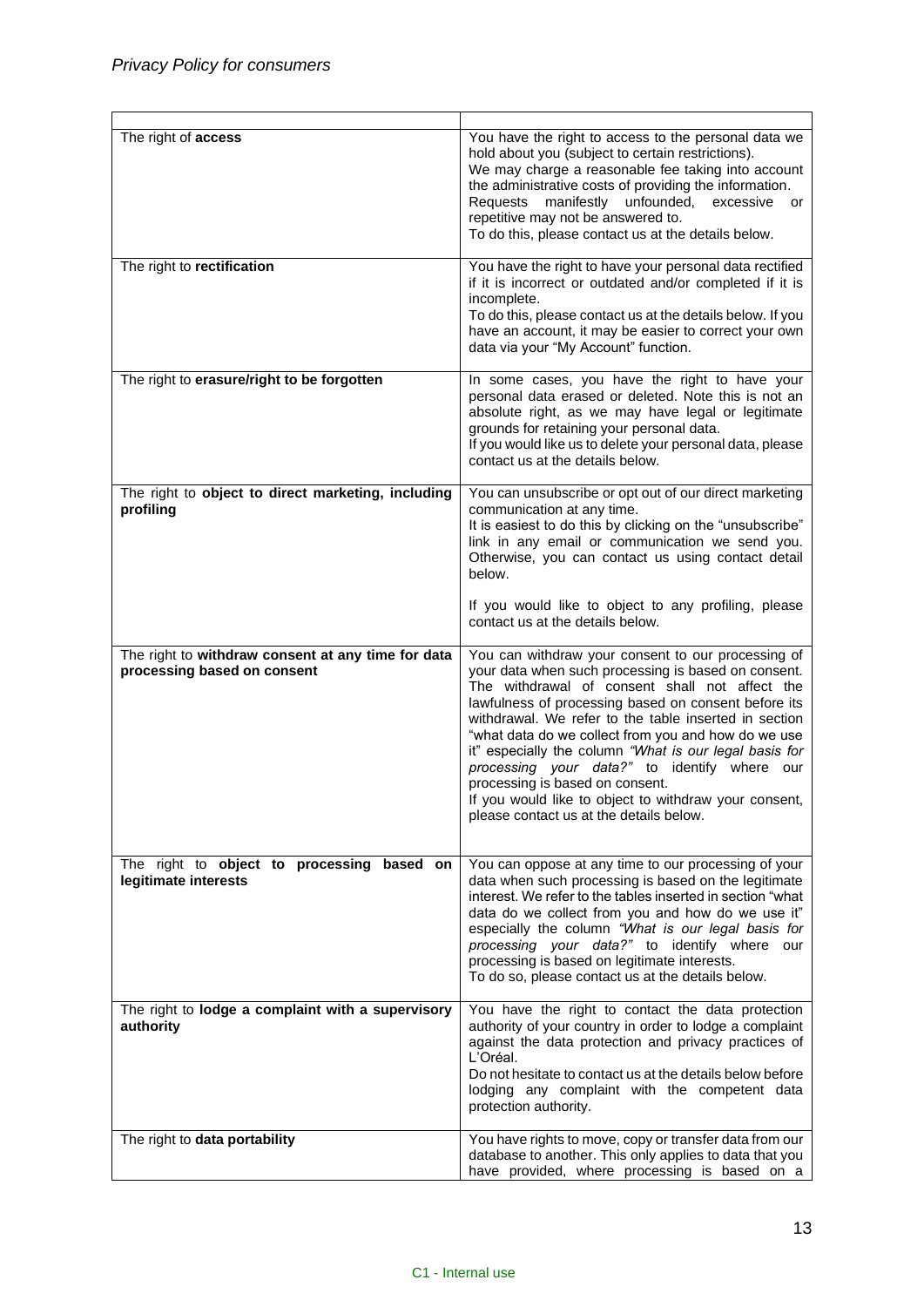| | |
|---|---|
| The right of **access** | You have the right to access to the personal data we hold about you (subject to certain restrictions).<br>We may charge a reasonable fee taking into account the administrative costs of providing the information. Requests manifestly unfounded, excessive or repetitive may not be answered to.<br>To do this, please contact us at the details below. |
| The right to **rectification** | You have the right to have your personal data rectified if it is incorrect or outdated and/or completed if it is incomplete.<br>To do this, please contact us at the details below. If you have an account, it may be easier to correct your own data via your "My Account" function. |
| The right to **erasure/right to be forgotten** | In some cases, you have the right to have your personal data erased or deleted. Note this is not an absolute right, as we may have legal or legitimate grounds for retaining your personal data.<br>If you would like us to delete your personal data, please contact us at the details below. |
| The right to **object to direct marketing, including profiling** | You can unsubscribe or opt out of our direct marketing communication at any time.<br>It is easiest to do this by clicking on the "unsubscribe" link in any email or communication we send you. Otherwise, you can contact us using contact detail below.<br><br>If you would like to object to any profiling, please contact us at the details below. |
| The right to **withdraw consent at any time for data processing based on consent** | You can withdraw your consent to our processing of your data when such processing is based on consent. The withdrawal of consent shall not affect the lawfulness of processing based on consent before its withdrawal. We refer to the table inserted in section "what data do we collect from you and how do we use it" especially the column *"What is our legal basis for processing your data?"* to identify where our processing is based on consent.<br>If you would like to object to withdraw your consent, please contact us at the details below. |
| The right to **object to processing based on legitimate interests** | You can oppose at any time to our processing of your data when such processing is based on the legitimate interest. We refer to the tables inserted in section "what data do we collect from you and how do we use it" especially the column *"What is our legal basis for processing your data?"* to identify where our processing is based on legitimate interests.<br>To do so, please contact us at the details below. |
| The right to **lodge a complaint with a supervisory authority** | You have the right to contact the data protection authority of your country in order to lodge a complaint against the data protection and privacy practices of L'Oréal.<br>Do not hesitate to contact us at the details below before lodging any complaint with the competent data protection authority. |
| The right to **data portability** | You have rights to move, copy or transfer data from our database to another. This only applies to data that you have provided, where processing is based on a |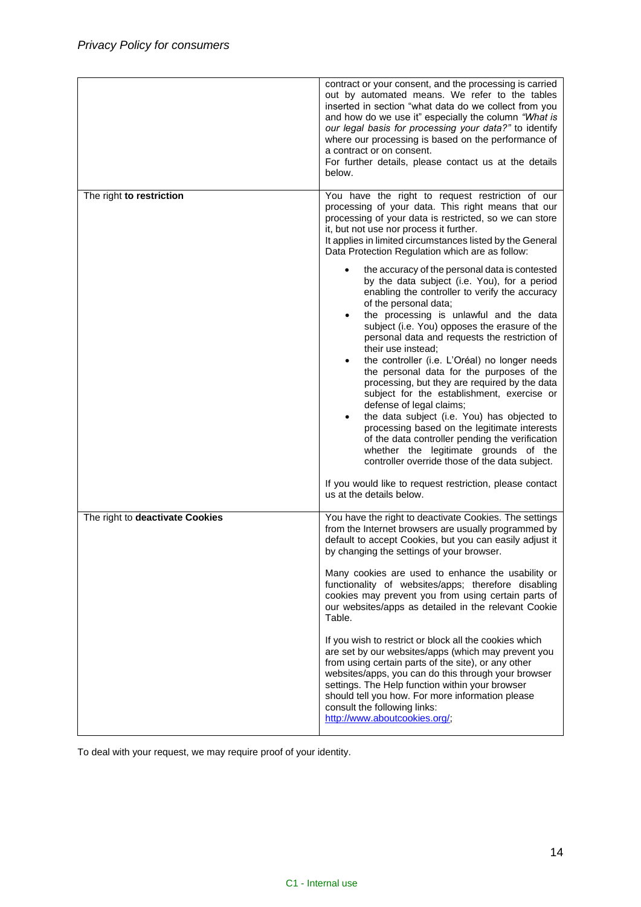| | |
|---|---|
| | contract or your consent, and the processing is carried out by automated means. We refer to the tables inserted in section "what data do we collect from you and how do we use it" especially the column *"What is our legal basis for processing your data?"* to identify where our processing is based on the performance of a contract or on consent.<br>For further details, please contact us at the details below. |
| The right **to restriction** | You have the right to request restriction of our processing of your data. This right means that our processing of your data is restricted, so we can store it, but not use nor process it further.<br>It applies in limited circumstances listed by the General Data Protection Regulation which are as follow:<br>• the accuracy of the personal data is contested by the data subject (i.e. You), for a period enabling the controller to verify the accuracy of the personal data;<br>• the processing is unlawful and the data subject (i.e. You) opposes the erasure of the personal data and requests the restriction of their use instead;<br>• the controller (i.e. L'Oréal) no longer needs the personal data for the purposes of the processing, but they are required by the data subject for the establishment, exercise or defense of legal claims;<br>• the data subject (i.e. You) has objected to processing based on the legitimate interests of the data controller pending the verification whether the legitimate grounds of the controller override those of the data subject.<br><br>If you would like to request restriction, please contact us at the details below. |
| The right to **deactivate Cookies** | You have the right to deactivate Cookies. The settings from the Internet browsers are usually programmed by default to accept Cookies, but you can easily adjust it by changing the settings of your browser.<br><br>Many cookies are used to enhance the usability or functionality of websites/apps; therefore disabling cookies may prevent you from using certain parts of our websites/apps as detailed in the relevant Cookie Table.<br><br>If you wish to restrict or block all the cookies which are set by our websites/apps (which may prevent you from using certain parts of the site), or any other websites/apps, you can do this through your browser settings. The Help function within your browser should tell you how. For more information please consult the following links:<br>[http://www.aboutcookies.org/](http://www.aboutcookies.org/); |

To deal with your request, we may require proof of your identity.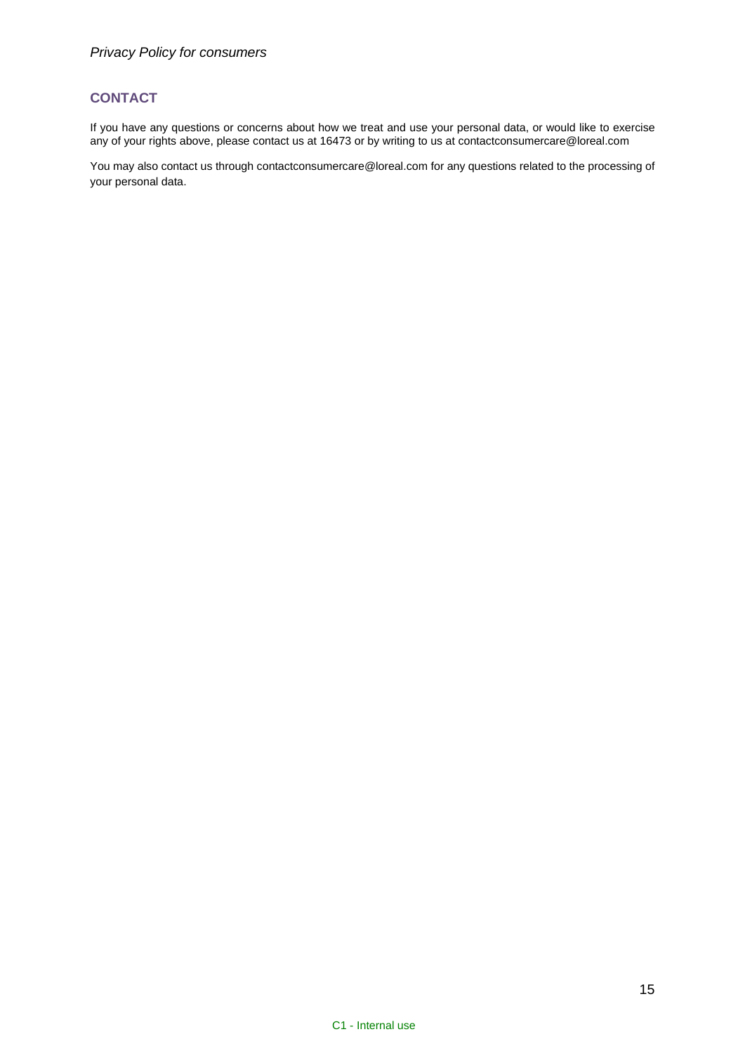## CONTACT

If you have any questions or concerns about how we treat and use your personal data, or would like to exercise any of your rights above, please contact us at 16473 or by writing to us at contactconsumercare@loreal.com

You may also contact us through contactconsumercare@loreal.com for any questions related to the processing of your personal data.